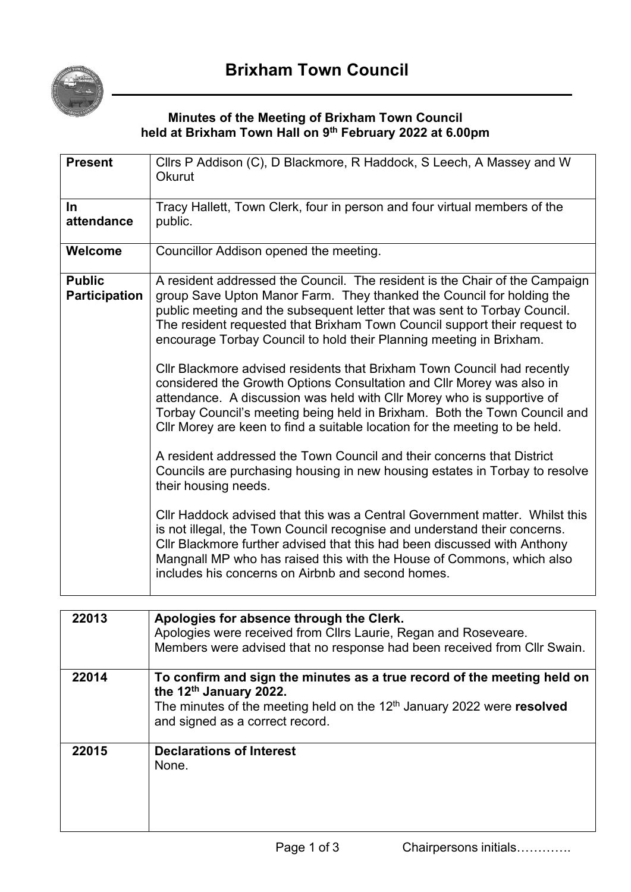# Brixham Town Council

**Minutes of the Meeting of Brixham Town Council held at Brixham Town Hall on 9th February 2022 at 6.00pm**

| | |
|---|---|
| **Present** | Cllrs P Addison (C), D Blackmore, R Haddock, S Leech, A Massey and W Okurut |
| **In attendance** | Tracy Hallett, Town Clerk, four in person and four virtual members of the public. |
| **Welcome** | Councillor Addison opened the meeting. |
| **Public Participation** | A resident addressed the Council. The resident is the Chair of the Campaign group Save Upton Manor Farm. They thanked the Council for holding the public meeting and the subsequent letter that was sent to Torbay Council. The resident requested that Brixham Town Council support their request to encourage Torbay Council to hold their Planning meeting in Brixham.<br><br>Cllr Blackmore advised residents that Brixham Town Council had recently considered the Growth Options Consultation and Cllr Morey was also in attendance. A discussion was held with Cllr Morey who is supportive of Torbay Council's meeting being held in Brixham. Both the Town Council and Cllr Morey are keen to find a suitable location for the meeting to be held.<br><br>A resident addressed the Town Council and their concerns that District Councils are purchasing housing in new housing estates in Torbay to resolve their housing needs.<br><br>Cllr Haddock advised that this was a Central Government matter. Whilst this is not illegal, the Town Council recognise and understand their concerns. Cllr Blackmore further advised that this had been discussed with Anthony Mangnall MP who has raised this with the House of Commons, which also includes his concerns on Airbnb and second homes. |

| | |
|---|---|
| 22013 | **Apologies for absence through the Clerk.**<br>Apologies were received from Cllrs Laurie, Regan and Roseveare.<br>Members were advised that no response had been received from Cllr Swain. |
| 22014 | **To confirm and sign the minutes as a true record of the meeting held on the 12th January 2022.**<br>The minutes of the meeting held on the 12th January 2022 were **resolved** and signed as a correct record. |
| 22015 | **Declarations of Interest**<br>None. |

Chairpersons initials………….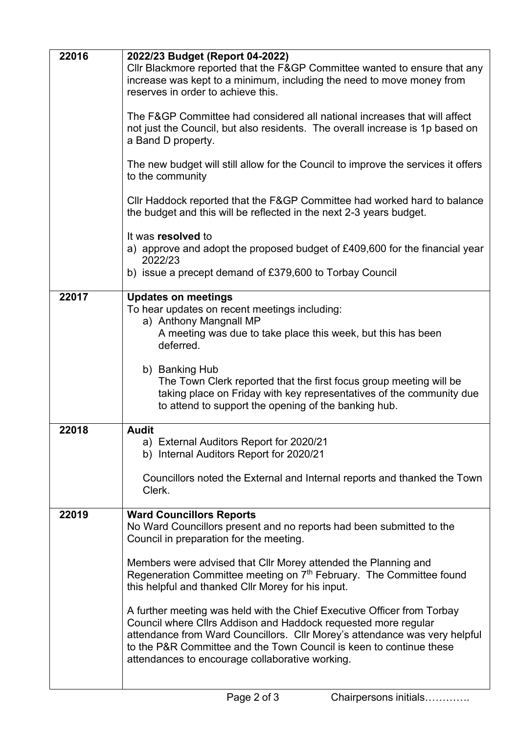| | |
|---|---|
| 22016 | **2022/23 Budget (Report 04-2022)**<br>Cllr Blackmore reported that the F&GP Committee wanted to ensure that any increase was kept to a minimum, including the need to move money from reserves in order to achieve this.<br><br>The F&GP Committee had considered all national increases that will affect not just the Council, but also residents. The overall increase is 1p based on a Band D property.<br><br>The new budget will still allow for the Council to improve the services it offers to the community<br><br>Cllr Haddock reported that the F&GP Committee had worked hard to balance the budget and this will be reflected in the next 2-3 years budget.<br><br>It was **resolved** to<br>a) approve and adopt the proposed budget of £409,600 for the financial year 2022/23<br>b) issue a precept demand of £379,600 to Torbay Council |
| 22017 | **Updates on meetings**<br>To hear updates on recent meetings including:<br>a) Anthony Mangnall MP<br>A meeting was due to take place this week, but this has been deferred.<br><br>b) Banking Hub<br>The Town Clerk reported that the first focus group meeting will be taking place on Friday with key representatives of the community due to attend to support the opening of the banking hub. |
| 22018 | **Audit**<br>a) External Auditors Report for 2020/21<br>b) Internal Auditors Report for 2020/21<br><br>Councillors noted the External and Internal reports and thanked the Town Clerk. |
| 22019 | **Ward Councillors Reports**<br>No Ward Councillors present and no reports had been submitted to the Council in preparation for the meeting.<br><br>Members were advised that Cllr Morey attended the Planning and Regeneration Committee meeting on 7th February. The Committee found this helpful and thanked Cllr Morey for his input.<br><br>A further meeting was held with the Chief Executive Officer from Torbay Council where Cllrs Addison and Haddock requested more regular attendance from Ward Councillors. Cllr Morey's attendance was very helpful to the P&R Committee and the Town Council is keen to continue these attendances to encourage collaborative working. |

Chairpersons initials………….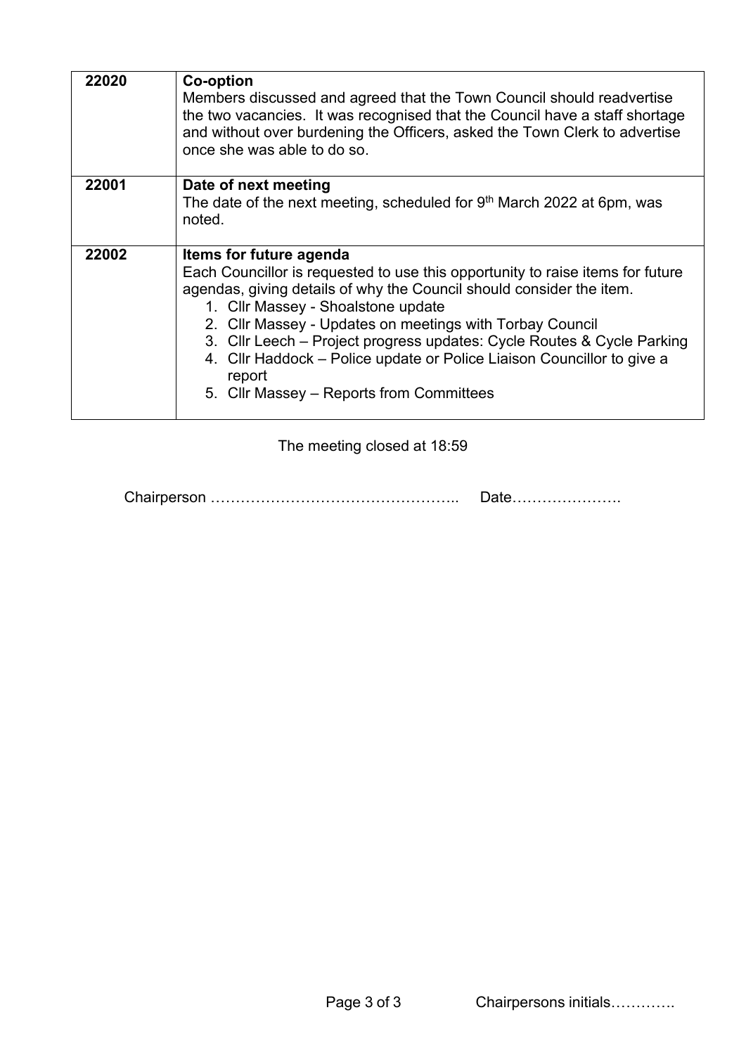| | |
|---|---|
| **22020** | **Co-option**<br>Members discussed and agreed that the Town Council should readvertise the two vacancies. It was recognised that the Council have a staff shortage and without over burdening the Officers, asked the Town Clerk to advertise once she was able to do so. |
| **22001** | **Date of next meeting**<br>The date of the next meeting, scheduled for 9th March 2022 at 6pm, was noted. |
| **22002** | **Items for future agenda**<br>Each Councillor is requested to use this opportunity to raise items for future agendas, giving details of why the Council should consider the item.<br>1. Cllr Massey - Shoalstone update<br>2. Cllr Massey - Updates on meetings with Torbay Council<br>3. Cllr Leech – Project progress updates: Cycle Routes & Cycle Parking<br>4. Cllr Haddock – Police update or Police Liaison Councillor to give a report<br>5. Cllr Massey – Reports from Committees |

The meeting closed at 18:59

Chairperson ………………………………………….. Date………………….

Chairpersons initials………….